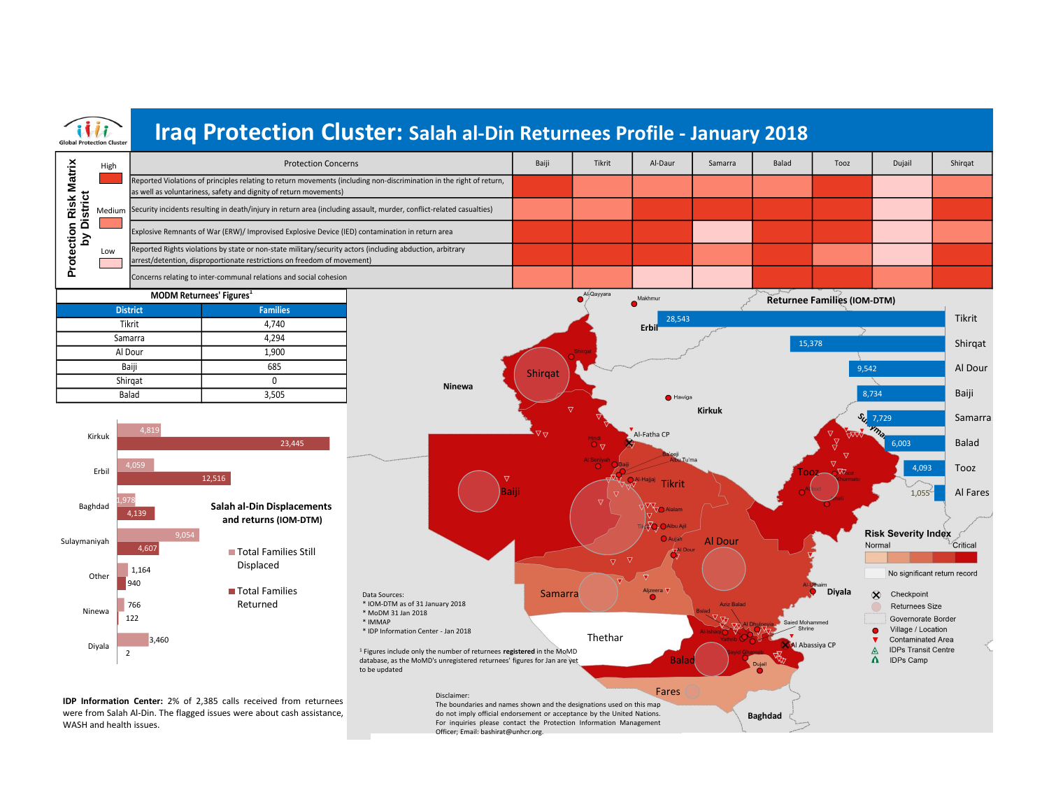# Iraq Protection Cluster: Salah al-Din Returnees Profile - January 2018

Global Protection Cluster

## Protection Risk Matrix by District

Legend: High / Medium / Low

| Protection Concerns | Baiji | Tikrit | Al-Daur | Samarra | Balad | Tooz | Dujail | Shirqat |
|---|---|---|---|---|---|---|---|---|
| Reported Violations of principles relating to return movements (including non-discrimination in the right of return, as well as voluntariness, safety and dignity of return movements) | High | Medium | Medium | Medium | Medium | High | Low | Medium |
| Security incidents resulting in death/injury in return area (including assault, murder, conflict-related casualties) | Medium | Medium | High | High | High | High | Low | High |
| Explosive Remnants of War (ERW)/ Improvised Explosive Device (IED) contamination in return area | High | High | High | Low | High | High | Low | Medium |
| Reported Rights violations by state or non-state military/security actors (including abduction, arbitrary arrest/detention, disproportionate restrictions on freedom of movement) | High | High | High | Medium | High | High | Low | High |
| Concerns relating to inter-communal relations and social cohesion | Medium | Medium | Low | Low | High | High | Medium | High |

## MODM Returnees' Figures[1]

| District | Families |
|---|---|
| Tikrit | 4,740 |
| Samarra | 4,294 |
| Al Dour | 1,900 |
| Baiji | 685 |
| Shirqat | 0 |
| Balad | 3,505 |

## Salah al-Din Displacements and returns (IOM-DTM)

| Governorate | Total Families Still Displaced | Total Families Returned |
|---|---|---|
| Kirkuk | 4,819 | 23,445 |
| Erbil | 4,059 | 12,516 |
| Baghdad | 1,978 | 4,139 |
| Sulaymaniyah | 9,054 | 4,607 |
| Other | 1,164 | 940 |
| Ninewa | 766 | 122 |
| Diyala | 3,460 | 2 |

**IDP Information Center:** 2% of 2,385 calls received from returnees were from Salah Al-Din. The flagged issues were about cash assistance, WASH and health issues.

## Returnee Families (IOM-DTM)

| District | Families |
|---|---|
| Tikrit | 28,543 |
| Shirqat | 15,378 |
| Al Dour | 9,542 |
| Baiji | 8,734 |
| Samarra | 7,729 |
| Balad | 6,003 |
| Tooz | 4,093 |
| Al Fares | 1,055 |

Risk Severity Index: Normal – Critical; No significant return record

Legend: Checkpoint; Returnees Size; Governorate Border; Village / Location; Contaminated Area; IDPs Transit Centre; IDPs Camp

Data Sources:
* IOM-DTM as of 31 January 2018
* MoDM 31 Jan 2018
* IMMAP
* IDP Information Center - Jan 2018

[1] Figures include only the number of returnees **registered** in the MoMD database, as the MoMD's unregistered returnees' figures for Jan are yet to be updated

Disclaimer:
The boundaries and names shown and the designations used on this map do not imply official endorsement or acceptance by the United Nations. For inquiries please contact the Protection Information Management Officer; Email: bashirat@unhcr.org.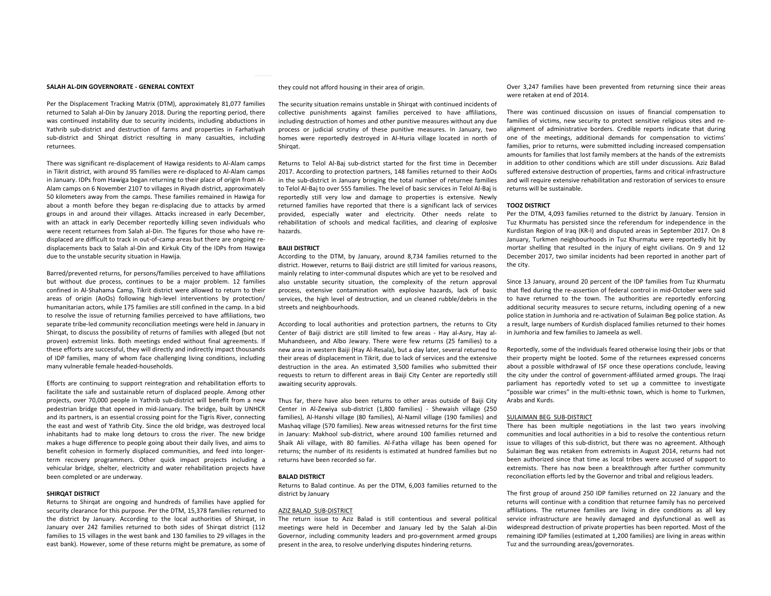## SALAH AL-DIN GOVERNORATE - GENERAL CONTEXT

Per the Displacement Tracking Matrix (DTM), approximately 81,077 families returned to Salah al-Din by January 2018. During the reporting period, there was continued instability due to security incidents, including abductions in Yathrib sub-district and destruction of farms and properties in Farhatiyah sub-district and Shirqat district resulting in many casualties, including returnees.

There was significant re-displacement of Hawiga residents to Al-Alam camps in Tikrit district, with around 95 families were re-displaced to Al-Alam camps in January. IDPs from Hawiga began returning to their place of origin from Al-Alam camps on 6 November 2107 to villages in Riyadh district, approximately 50 kilometers away from the camps. These families remained in Hawiga for about a month before they began re-displacing due to attacks by armed groups in and around their villages. Attacks increased in early December, with an attack in early December reportedly killing seven individuals who were recent returnees from Salah al-Din. The figures for those who have re-displaced are difficult to track in out-of-camp areas but there are ongoing re-displacements back to Salah al-Din and Kirkuk City of the IDPs from Hawiga due to the unstable security situation in Hawija.

Barred/prevented returns, for persons/families perceived to have affiliations but without due process, continues to be a major problem. 12 families confined in Al-Shahama Camp, Tikrit district were allowed to return to their areas of origin (AoOs) following high-level interventions by protection/ humanitarian actors, while 175 families are still confined in the camp. In a bid to resolve the issue of returning families perceived to have affiliations, two separate tribe-led community reconciliation meetings were held in January in Shirqat, to discuss the possibility of returns of families with alleged (but not proven) extremist links. Both meetings ended without final agreements. If these efforts are successful, they will directly and indirectly impact thousands of IDP families, many of whom face challenging living conditions, including many vulnerable female headed-households.

Efforts are continuing to support reintegration and rehabilitation efforts to facilitate the safe and sustainable return of displaced people. Among other projects, over 70,000 people in Yathrib sub-district will benefit from a new pedestrian bridge that opened in mid-January. The bridge, built by UNHCR and its partners, is an essential crossing point for the Tigris River, connecting the east and west of Yathrib City. Since the old bridge, was destroyed local inhabitants had to make long detours to cross the river. The new bridge makes a huge difference to people going about their daily lives, and aims to benefit cohesion in formerly displaced communities, and feed into longer-term recovery programmers. Other quick impact projects including a vehicular bridge, shelter, electricity and water rehabilitation projects have been completed or are underway.

### SHIRQAT DISTRICT

Returns to Shirqat are ongoing and hundreds of families have applied for security clearance for this purpose. Per the DTM, 15,378 families returned to the district by January. According to the local authorities of Shirqat, in January over 242 families returned to both sides of Shirqat district (112 families to 15 villages in the west bank and 130 families to 29 villages in the east bank). However, some of these returns might be premature, as some of they could not afford housing in their area of origin.

The security situation remains unstable in Shirqat with continued incidents of collective punishments against families perceived to have affiliations, including destruction of homes and other punitive measures without any due process or judicial scrutiny of these punitive measures. In January, two homes were reportedly destroyed in Al-Huria village located in north of Shirqat.

Returns to Telol Al-Baj sub-district started for the first time in December 2017. According to protection partners, 148 families returned to their AoOs in the sub-district in January bringing the total number of returnee families to Telol Al-Baj to over 555 families. The level of basic services in Telol Al-Baj is reportedly still very low and damage to properties is extensive. Newly returned families have reported that there is a significant lack of services provided, especially water and electricity. Other needs relate to rehabilitation of schools and medical facilities, and clearing of explosive hazards.

### BAIJI DISTRICT

According to the DTM, by January, around 8,734 families returned to the district. However, returns to Baiji district are still limited for various reasons, mainly relating to inter-communal disputes which are yet to be resolved and also unstable security situation, the complexity of the return approval process, extensive contamination with explosive hazards, lack of basic services, the high level of destruction, and un cleaned rubble/debris in the streets and neighbourhoods.

According to local authorities and protection partners, the returns to City Center of Baiji district are still limited to few areas - Hay al-Asry, Hay al-Muhandseen, and Albo Jewary. There were few returns (25 families) to a new area in western Baiji (Hay Al-Resala), but a day later, several returned to their areas of displacement in Tikrit, due to lack of services and the extensive destruction in the area. An estimated 3,500 families who submitted their requests to return to different areas in Baiji City Center are reportedly still awaiting security approvals.

Thus far, there have also been returns to other areas outside of Baiji City Center in Al-Zewiya sub-district (1,800 families) - Shewaish village (250 families), Al-Hanshi village (80 families), Al-Namil village (190 families) and Mashaq village (570 families). New areas witnessed returns for the first time in January: Makhool sub-district, where around 100 families returned and Shaik Ali village, with 80 families. Al-Fatha village has been opened for returns; the number of its residents is estimated at hundred families but no returns have been recorded so far.

### BALAD DISTRICT

Returns to Balad continue. As per the DTM, 6,003 families returned to the district by January

#### AZIZ BALAD SUB-DISTRICT

The return issue to Aziz Balad is still contentious and several political meetings were held in December and January led by the Salah al-Din Governor, including community leaders and pro-government armed groups present in the area, to resolve underlying disputes hindering returns.

Over 3,247 families have been prevented from returning since their areas were retaken at end of 2014.

There was continued discussion on issues of financial compensation to families of victims, new security to protect sensitive religious sites and re-alignment of administrative borders. Credible reports indicate that during one of the meetings, additional demands for compensation to victims' families, prior to returns, were submitted including increased compensation amounts for families that lost family members at the hands of the extremists in addition to other conditions which are still under discussions. Aziz Balad suffered extensive destruction of properties, farms and critical infrastructure and will require extensive rehabilitation and restoration of services to ensure returns will be sustainable.

### TOOZ DISTRICT

Per the DTM, 4,093 families returned to the district by January. Tension in Tuz Khurmatu has persisted since the referendum for independence in the Kurdistan Region of Iraq (KR-I) and disputed areas in September 2017. On 8 January, Turkmen neighbourhoods in Tuz Khurmatu were reportedly hit by mortar shelling that resulted in the injury of eight civilians. On 9 and 12 December 2017, two similar incidents had been reported in another part of the city.

Since 13 January, around 20 percent of the IDP families from Tuz Khurmatu that fled during the re-assertion of federal control in mid-October were said to have returned to the town. The authorities are reportedly enforcing additional security measures to secure returns, including opening of a new police station in Jumhoria and re-activation of Sulaiman Beg police station. As a result, large numbers of Kurdish displaced families returned to their homes in Jumhoria and few families to Jameela as well.

Reportedly, some of the individuals feared otherwise losing their jobs or that their property might be looted. Some of the returnees expressed concerns about a possible withdrawal of ISF once these operations conclude, leaving the city under the control of government-affiliated armed groups. The Iraqi parliament has reportedly voted to set up a committee to investigate "possible war crimes" in the multi-ethnic town, which is home to Turkmen, Arabs and Kurds.

#### SULAIMAN BEG SUB-DISTRICT

There has been multiple negotiations in the last two years involving communities and local authorities in a bid to resolve the contentious return issue to villages of this sub-district, but there was no agreement. Although Sulaiman Beg was retaken from extremists in August 2014, returns had not been authorized since that time as local tribes were accused of support to extremists. There has now been a breakthrough after further community reconciliation efforts led by the Governor and tribal and religious leaders.

The first group of around 250 IDP families returned on 22 January and the returns will continue with a condition that returnee family has no perceived affiliations. The returnee families are living in dire conditions as all key service infrastructure are heavily damaged and dysfunctional as well as widespread destruction of private properties has been reported. Most of the remaining IDP families (estimated at 1,200 families) are living in areas within Tuz and the surrounding areas/governorates.